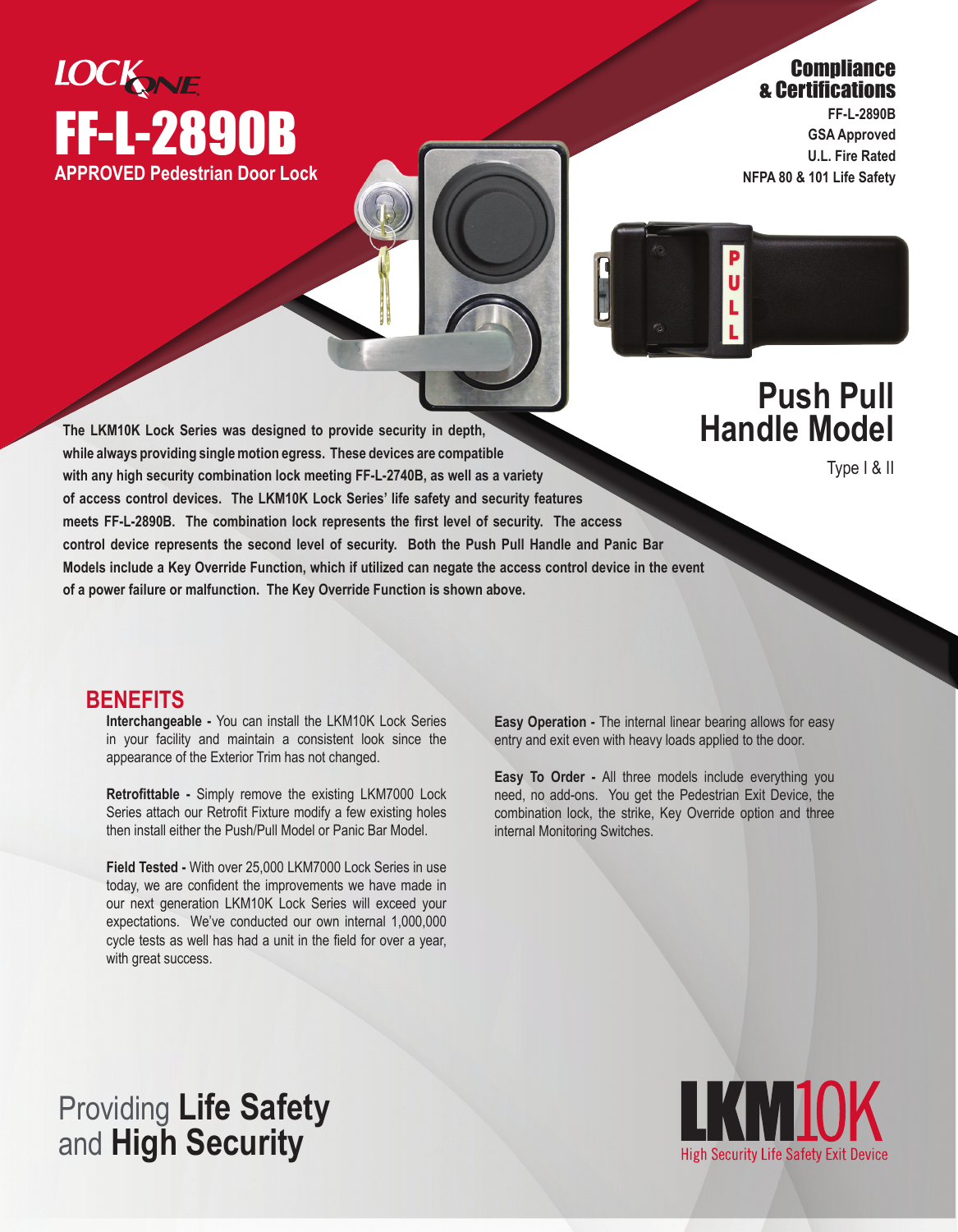LOCK ONE

# FF-L-2890B

**APPROVED Pedestrian Door Lock**

## Compliance & Certifications

**FF-L-2890B**
**GSA Approved**
**U.L. Fire Rated**
**NFPA 80 & 101 Life Safety**

## Push Pull Handle Model

Type I & II

**The LKM10K Lock Series was designed to provide security in depth, while always providing single motion egress. These devices are compatible with any high security combination lock meeting FF-L-2740B, as well as a variety of access control devices. The LKM10K Lock Series' life safety and security features meets FF-L-2890B. The combination lock represents the first level of security. The access control device represents the second level of security. Both the Push Pull Handle and Panic Bar Models include a Key Override Function, which if utilized can negate the access control device in the event of a power failure or malfunction. The Key Override Function is shown above.**

## BENEFITS

**Interchangeable -** You can install the LKM10K Lock Series in your facility and maintain a consistent look since the appearance of the Exterior Trim has not changed.

**Retrofittable -** Simply remove the existing LKM7000 Lock Series attach our Retrofit Fixture modify a few existing holes then install either the Push/Pull Model or Panic Bar Model.

**Field Tested -** With over 25,000 LKM7000 Lock Series in use today, we are confident the improvements we have made in our next generation LKM10K Lock Series will exceed your expectations. We've conducted our own internal 1,000,000 cycle tests as well has had a unit in the field for over a year, with great success.

**Easy Operation -** The internal linear bearing allows for easy entry and exit even with heavy loads applied to the door.

**Easy To Order -** All three models include everything you need, no add-ons. You get the Pedestrian Exit Device, the combination lock, the strike, Key Override option and three internal Monitoring Switches.

Providing **Life Safety** and **High Security**

**LKM10K**
High Security Life Safety Exit Device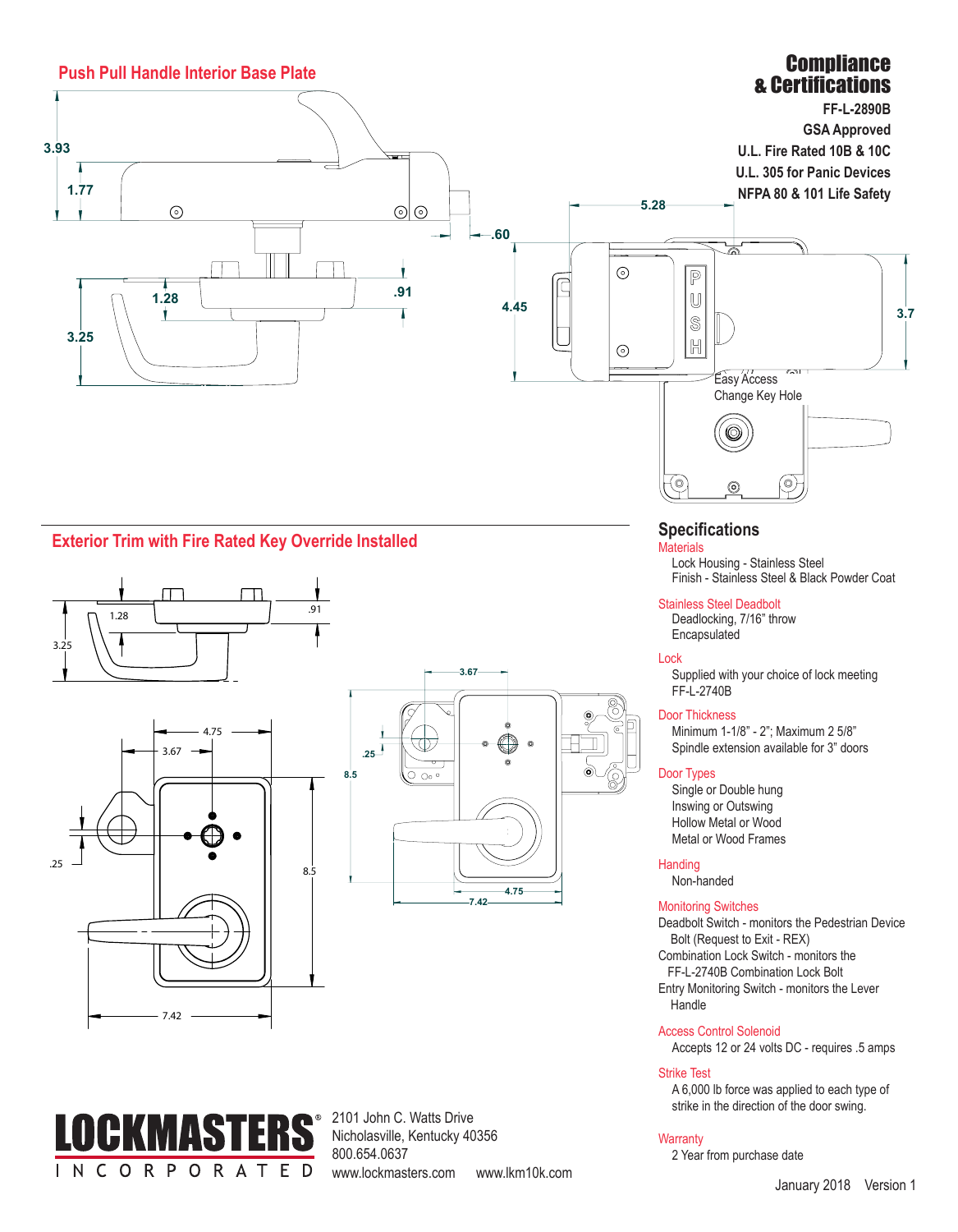## Push Pull Handle Interior Base Plate

3.93
1.77
.60
5.28
1.28
.91
4.45
3.7
3.25
PUSH
Easy Access
Change Key Hole

## Compliance & Certifications

FF-L-2890B
GSA Approved
U.L. Fire Rated 10B & 10C
U.L. 305 for Panic Devices
NFPA 80 & 101 Life Safety

## Exterior Trim with Fire Rated Key Override Installed

1.28
.91
3.25
4.75
3.67
.25
8.5
7.42
3.67
.25
8.5
4.75
7.42

## Specifications

**Materials**
Lock Housing - Stainless Steel
Finish - Stainless Steel & Black Powder Coat

**Stainless Steel Deadbolt**
Deadlocking, 7/16" throw
Encapsulated

**Lock**
Supplied with your choice of lock meeting FF-L-2740B

**Door Thickness**
Minimum 1-1/8" - 2"; Maximum 2 5/8"
Spindle extension available for 3" doors

**Door Types**
Single or Double hung
Inswing or Outswing
Hollow Metal or Wood
Metal or Wood Frames

**Handing**
Non-handed

**Monitoring Switches**
Deadbolt Switch - monitors the Pedestrian Device Bolt (Request to Exit - REX)
Combination Lock Switch - monitors the FF-L-2740B Combination Lock Bolt
Entry Monitoring Switch - monitors the Lever Handle

**Access Control Solenoid**
Accepts 12 or 24 volts DC - requires .5 amps

**Strike Test**
A 6,000 lb force was applied to each type of strike in the direction of the door swing.

**Warranty**
2 Year from purchase date

LOCKMASTERS® INCORPORATED
2101 John C. Watts Drive
Nicholasville, Kentucky 40356
800.654.0637
www.lockmasters.com www.lkm10k.com

January 2018 Version 1